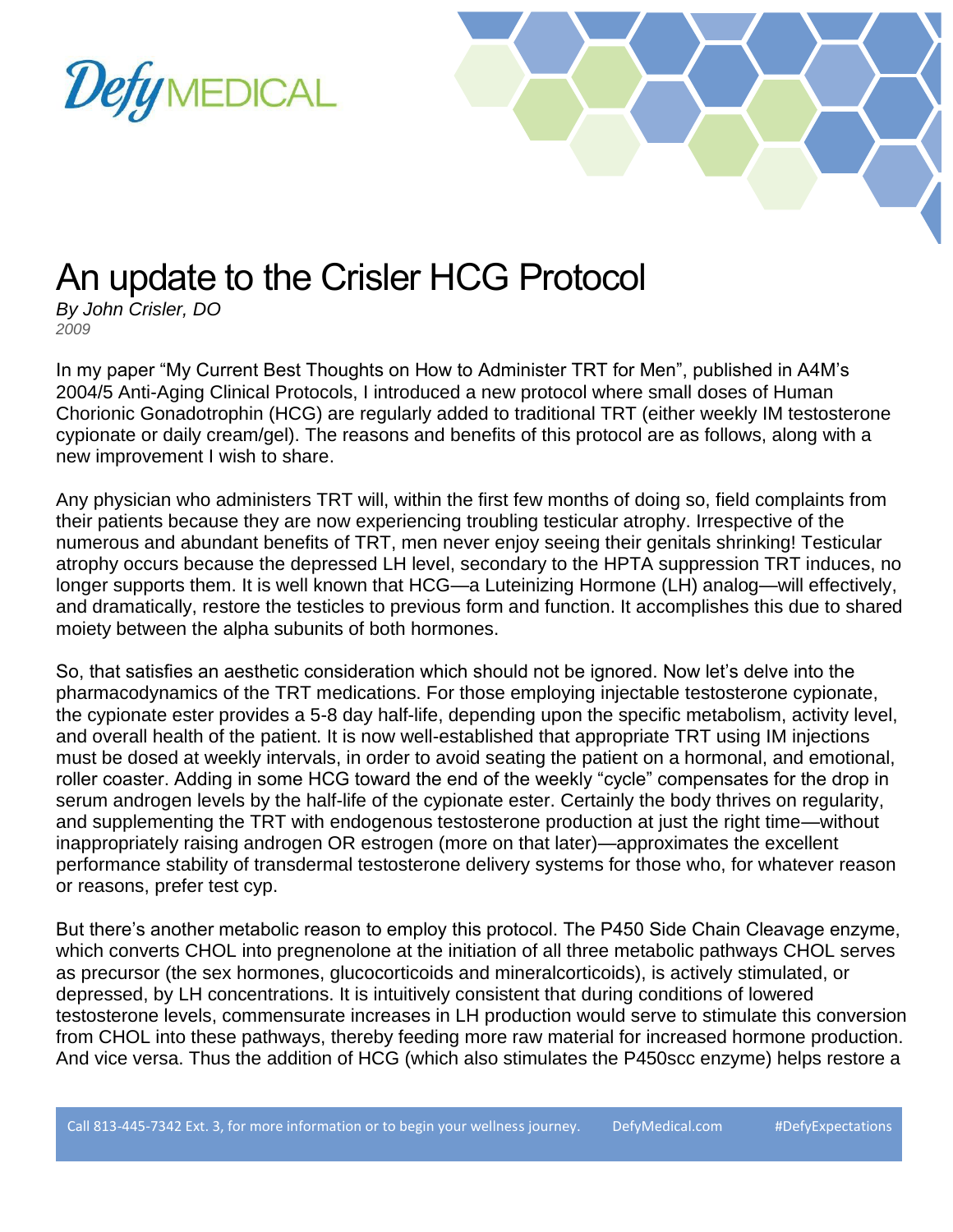# An update to the Crisler HCG Protocol

*By John Crisler, DO*
*2009*

In my paper "My Current Best Thoughts on How to Administer TRT for Men", published in A4M's 2004/5 Anti-Aging Clinical Protocols, I introduced a new protocol where small doses of Human Chorionic Gonadotrophin (HCG) are regularly added to traditional TRT (either weekly IM testosterone cypionate or daily cream/gel). The reasons and benefits of this protocol are as follows, along with a new improvement I wish to share.

Any physician who administers TRT will, within the first few months of doing so, field complaints from their patients because they are now experiencing troubling testicular atrophy. Irrespective of the numerous and abundant benefits of TRT, men never enjoy seeing their genitals shrinking! Testicular atrophy occurs because the depressed LH level, secondary to the HPTA suppression TRT induces, no longer supports them. It is well known that HCG—a Luteinizing Hormone (LH) analog—will effectively, and dramatically, restore the testicles to previous form and function. It accomplishes this due to shared moiety between the alpha subunits of both hormones.

So, that satisfies an aesthetic consideration which should not be ignored. Now let's delve into the pharmacodynamics of the TRT medications. For those employing injectable testosterone cypionate, the cypionate ester provides a 5-8 day half-life, depending upon the specific metabolism, activity level, and overall health of the patient. It is now well-established that appropriate TRT using IM injections must be dosed at weekly intervals, in order to avoid seating the patient on a hormonal, and emotional, roller coaster. Adding in some HCG toward the end of the weekly "cycle" compensates for the drop in serum androgen levels by the half-life of the cypionate ester. Certainly the body thrives on regularity, and supplementing the TRT with endogenous testosterone production at just the right time—without inappropriately raising androgen OR estrogen (more on that later)—approximates the excellent performance stability of transdermal testosterone delivery systems for those who, for whatever reason or reasons, prefer test cyp.

But there's another metabolic reason to employ this protocol. The P450 Side Chain Cleavage enzyme, which converts CHOL into pregnenolone at the initiation of all three metabolic pathways CHOL serves as precursor (the sex hormones, glucocorticoids and mineralcorticoids), is actively stimulated, or depressed, by LH concentrations. It is intuitively consistent that during conditions of lowered testosterone levels, commensurate increases in LH production would serve to stimulate this conversion from CHOL into these pathways, thereby feeding more raw material for increased hormone production. And vice versa. Thus the addition of HCG (which also stimulates the P450scc enzyme) helps restore a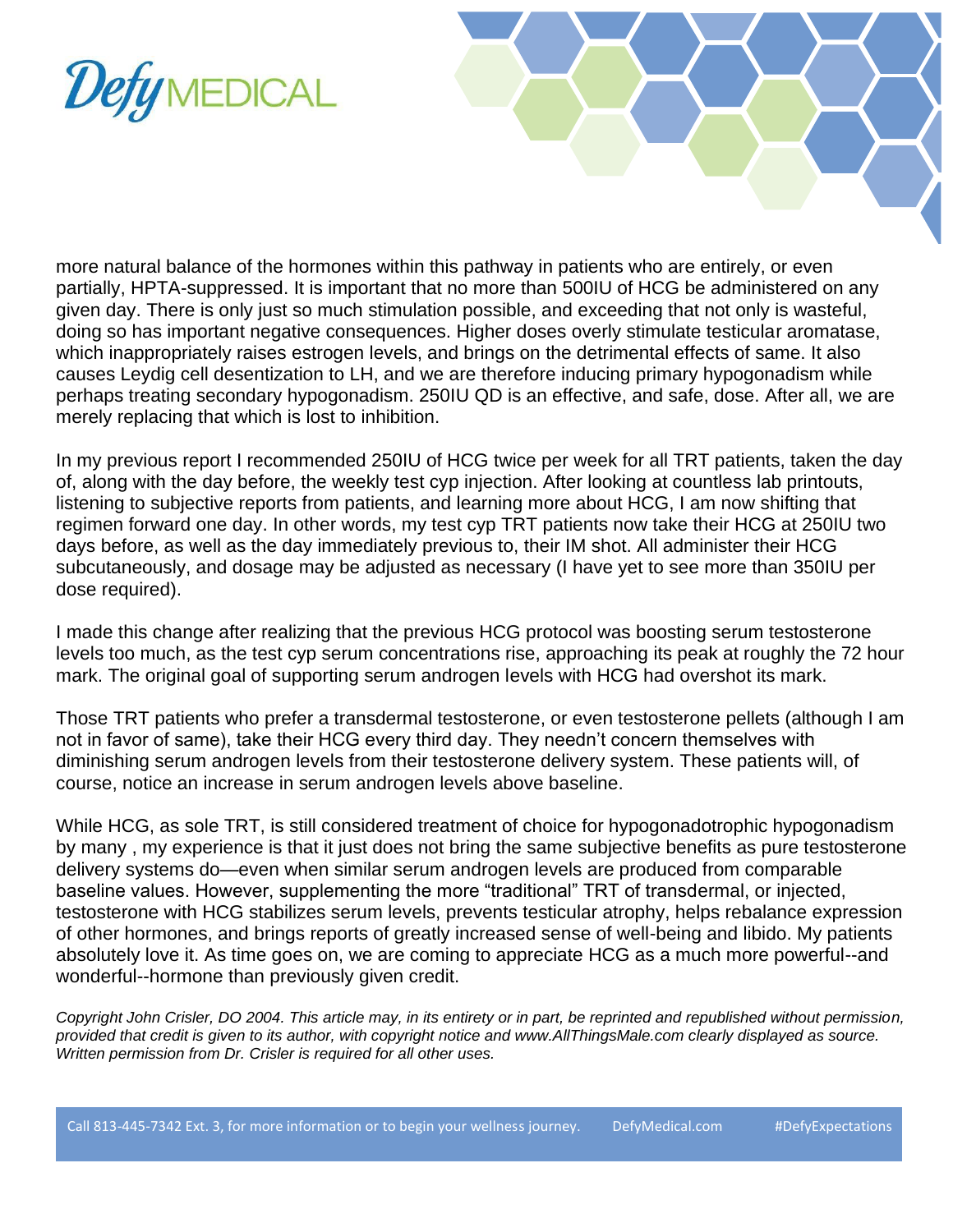more natural balance of the hormones within this pathway in patients who are entirely, or even partially, HPTA-suppressed. It is important that no more than 500IU of HCG be administered on any given day. There is only just so much stimulation possible, and exceeding that not only is wasteful, doing so has important negative consequences. Higher doses overly stimulate testicular aromatase, which inappropriately raises estrogen levels, and brings on the detrimental effects of same. It also causes Leydig cell desentization to LH, and we are therefore inducing primary hypogonadism while perhaps treating secondary hypogonadism. 250IU QD is an effective, and safe, dose. After all, we are merely replacing that which is lost to inhibition.

In my previous report I recommended 250IU of HCG twice per week for all TRT patients, taken the day of, along with the day before, the weekly test cyp injection. After looking at countless lab printouts, listening to subjective reports from patients, and learning more about HCG, I am now shifting that regimen forward one day. In other words, my test cyp TRT patients now take their HCG at 250IU two days before, as well as the day immediately previous to, their IM shot. All administer their HCG subcutaneously, and dosage may be adjusted as necessary (I have yet to see more than 350IU per dose required).

I made this change after realizing that the previous HCG protocol was boosting serum testosterone levels too much, as the test cyp serum concentrations rise, approaching its peak at roughly the 72 hour mark. The original goal of supporting serum androgen levels with HCG had overshot its mark.

Those TRT patients who prefer a transdermal testosterone, or even testosterone pellets (although I am not in favor of same), take their HCG every third day. They needn't concern themselves with diminishing serum androgen levels from their testosterone delivery system. These patients will, of course, notice an increase in serum androgen levels above baseline.

While HCG, as sole TRT, is still considered treatment of choice for hypogonadotrophic hypogonadism by many , my experience is that it just does not bring the same subjective benefits as pure testosterone delivery systems do—even when similar serum androgen levels are produced from comparable baseline values. However, supplementing the more "traditional" TRT of transdermal, or injected, testosterone with HCG stabilizes serum levels, prevents testicular atrophy, helps rebalance expression of other hormones, and brings reports of greatly increased sense of well-being and libido. My patients absolutely love it. As time goes on, we are coming to appreciate HCG as a much more powerful--and wonderful--hormone than previously given credit.

*Copyright John Crisler, DO 2004. This article may, in its entirety or in part, be reprinted and republished without permission, provided that credit is given to its author, with copyright notice and www.AllThingsMale.com clearly displayed as source. Written permission from Dr. Crisler is required for all other uses.*